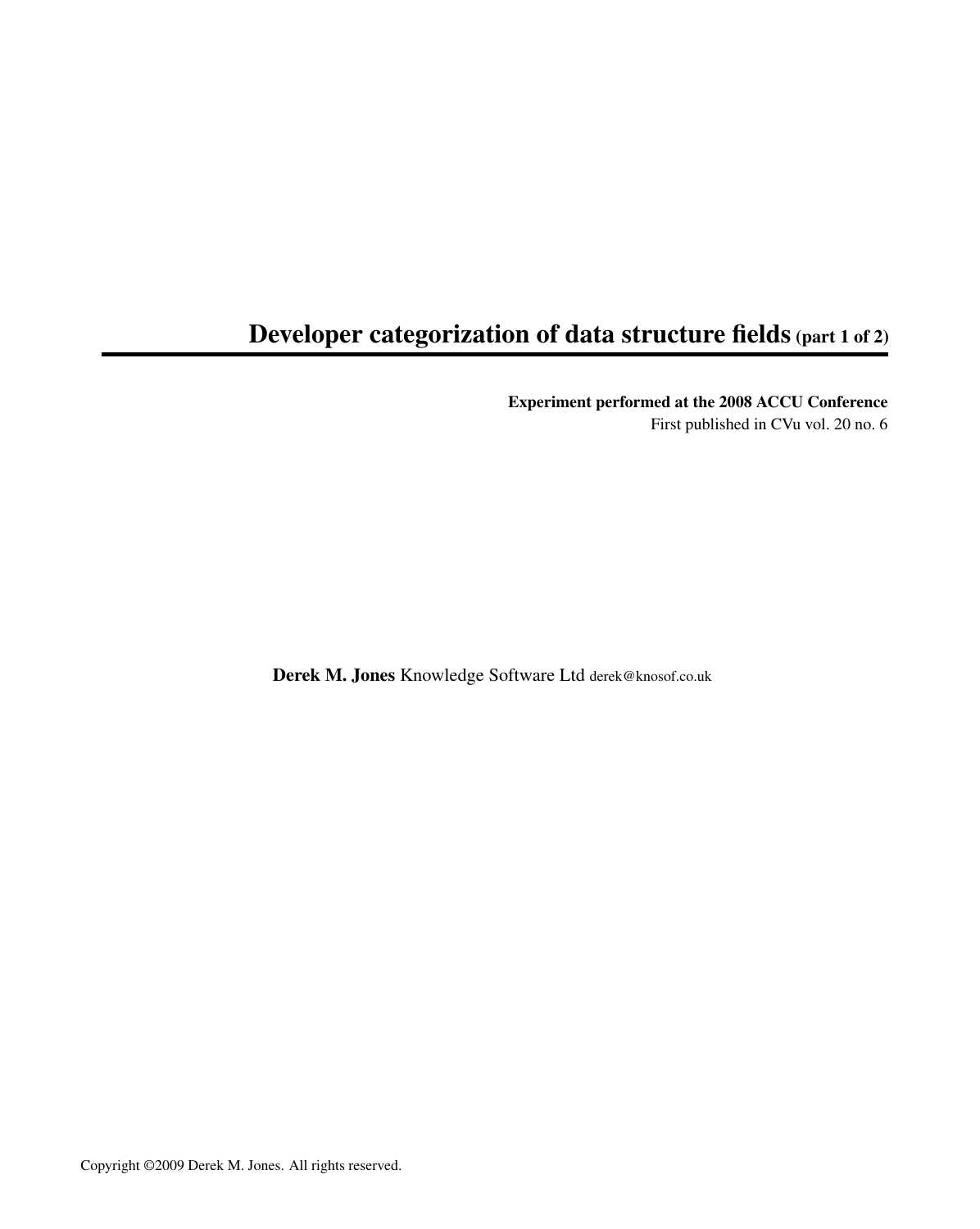# Developer categorization of data structure fields (part 1 of 2)

**Experiment performed at the 2008 ACCU Conference**
First published in CVu vol. 20 no. 6

**Derek M. Jones** Knowledge Software Ltd derek@knosof.co.uk

Copyright ©2009 Derek M. Jones. All rights reserved.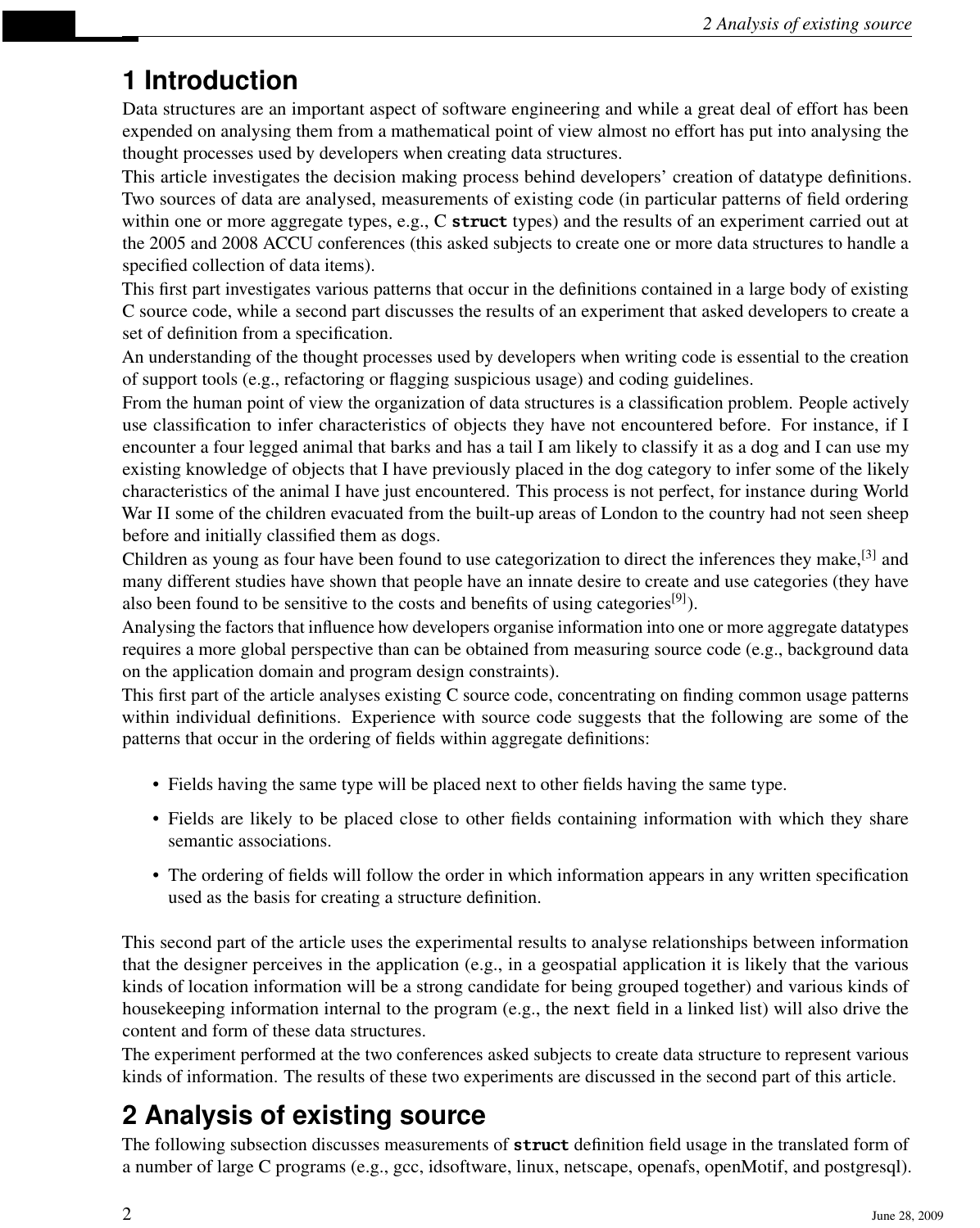# 1 Introduction

Data structures are an important aspect of software engineering and while a great deal of effort has been expended on analysing them from a mathematical point of view almost no effort has put into analysing the thought processes used by developers when creating data structures.

This article investigates the decision making process behind developers' creation of datatype definitions. Two sources of data are analysed, measurements of existing code (in particular patterns of field ordering within one or more aggregate types, e.g., C **`struct`** types) and the results of an experiment carried out at the 2005 and 2008 ACCU conferences (this asked subjects to create one or more data structures to handle a specified collection of data items).

This first part investigates various patterns that occur in the definitions contained in a large body of existing C source code, while a second part discusses the results of an experiment that asked developers to create a set of definition from a specification.

An understanding of the thought processes used by developers when writing code is essential to the creation of support tools (e.g., refactoring or flagging suspicious usage) and coding guidelines.

From the human point of view the organization of data structures is a classification problem. People actively use classification to infer characteristics of objects they have not encountered before. For instance, if I encounter a four legged animal that barks and has a tail I am likely to classify it as a dog and I can use my existing knowledge of objects that I have previously placed in the dog category to infer some of the likely characteristics of the animal I have just encountered. This process is not perfect, for instance during World War II some of the children evacuated from the built-up areas of London to the country had not seen sheep before and initially classified them as dogs.

Children as young as four have been found to use categorization to direct the inferences they make,[3] and many different studies have shown that people have an innate desire to create and use categories (they have also been found to be sensitive to the costs and benefits of using categories[9]).

Analysing the factors that influence how developers organise information into one or more aggregate datatypes requires a more global perspective than can be obtained from measuring source code (e.g., background data on the application domain and program design constraints).

This first part of the article analyses existing C source code, concentrating on finding common usage patterns within individual definitions. Experience with source code suggests that the following are some of the patterns that occur in the ordering of fields within aggregate definitions:

- Fields having the same type will be placed next to other fields having the same type.
- Fields are likely to be placed close to other fields containing information with which they share semantic associations.
- The ordering of fields will follow the order in which information appears in any written specification used as the basis for creating a structure definition.

This second part of the article uses the experimental results to analyse relationships between information that the designer perceives in the application (e.g., in a geospatial application it is likely that the various kinds of location information will be a strong candidate for being grouped together) and various kinds of housekeeping information internal to the program (e.g., the `next` field in a linked list) will also drive the content and form of these data structures.

The experiment performed at the two conferences asked subjects to create data structure to represent various kinds of information. The results of these two experiments are discussed in the second part of this article.

# 2 Analysis of existing source

The following subsection discusses measurements of **`struct`** definition field usage in the translated form of a number of large C programs (e.g., gcc, idsoftware, linux, netscape, openafs, openMotif, and postgresql).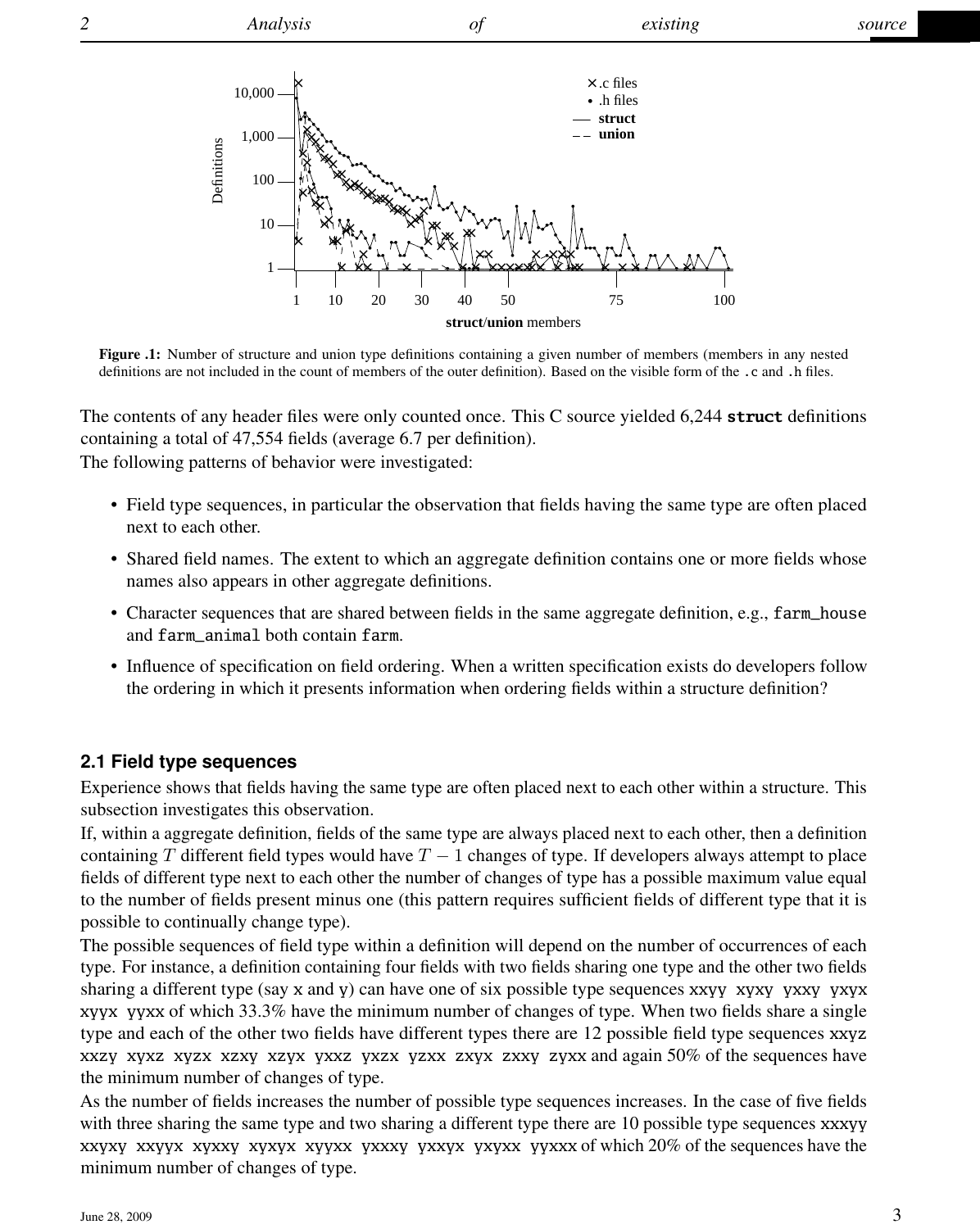**Figure .1:** Number of structure and union type definitions containing a given number of members (members in any nested definitions are not included in the count of members of the outer definition). Based on the visible form of the `.c` and `.h` files.

The contents of any header files were only counted once. This C source yielded 6,244 **`struct`** definitions containing a total of 47,554 fields (average 6.7 per definition).

The following patterns of behavior were investigated:

- Field type sequences, in particular the observation that fields having the same type are often placed next to each other.
- Shared field names. The extent to which an aggregate definition contains one or more fields whose names also appears in other aggregate definitions.
- Character sequences that are shared between fields in the same aggregate definition, e.g., `farm_house` and `farm_animal` both contain `farm`.
- Influence of specification on field ordering. When a written specification exists do developers follow the ordering in which it presents information when ordering fields within a structure definition?

### 2.1 Field type sequences

Experience shows that fields having the same type are often placed next to each other within a structure. This subsection investigates this observation.

If, within a aggregate definition, fields of the same type are always placed next to each other, then a definition containing $T$ different field types would have $T - 1$ changes of type. If developers always attempt to place fields of different type next to each other the number of changes of type has a possible maximum value equal to the number of fields present minus one (this pattern requires sufficient fields of different type that it is possible to continually change type).

The possible sequences of field type within a definition will depend on the number of occurrences of each type. For instance, a definition containing four fields with two fields sharing one type and the other two fields sharing a different type (say `x` and `y`) can have one of six possible type sequences `xxyy xyxy yxxy yxyx xyyx yyxx` of which 33.3% have the minimum number of changes of type. When two fields share a single type and each of the other two fields have different types there are 12 possible field type sequences `xxyz xxzy xyxz xyzx xzxy xzyx yxxz yxzx yzxx zxyx zxxy zyxx` and again 50% of the sequences have the minimum number of changes of type.

As the number of fields increases the number of possible type sequences increases. In the case of five fields with three sharing the same type and two sharing a different type there are 10 possible type sequences `xxxyy xxyxy xxyyx xyxxy xyxyx xyyxx yxxxy yxxyx yxyxx yyxxx` of which 20% of the sequences have the minimum number of changes of type.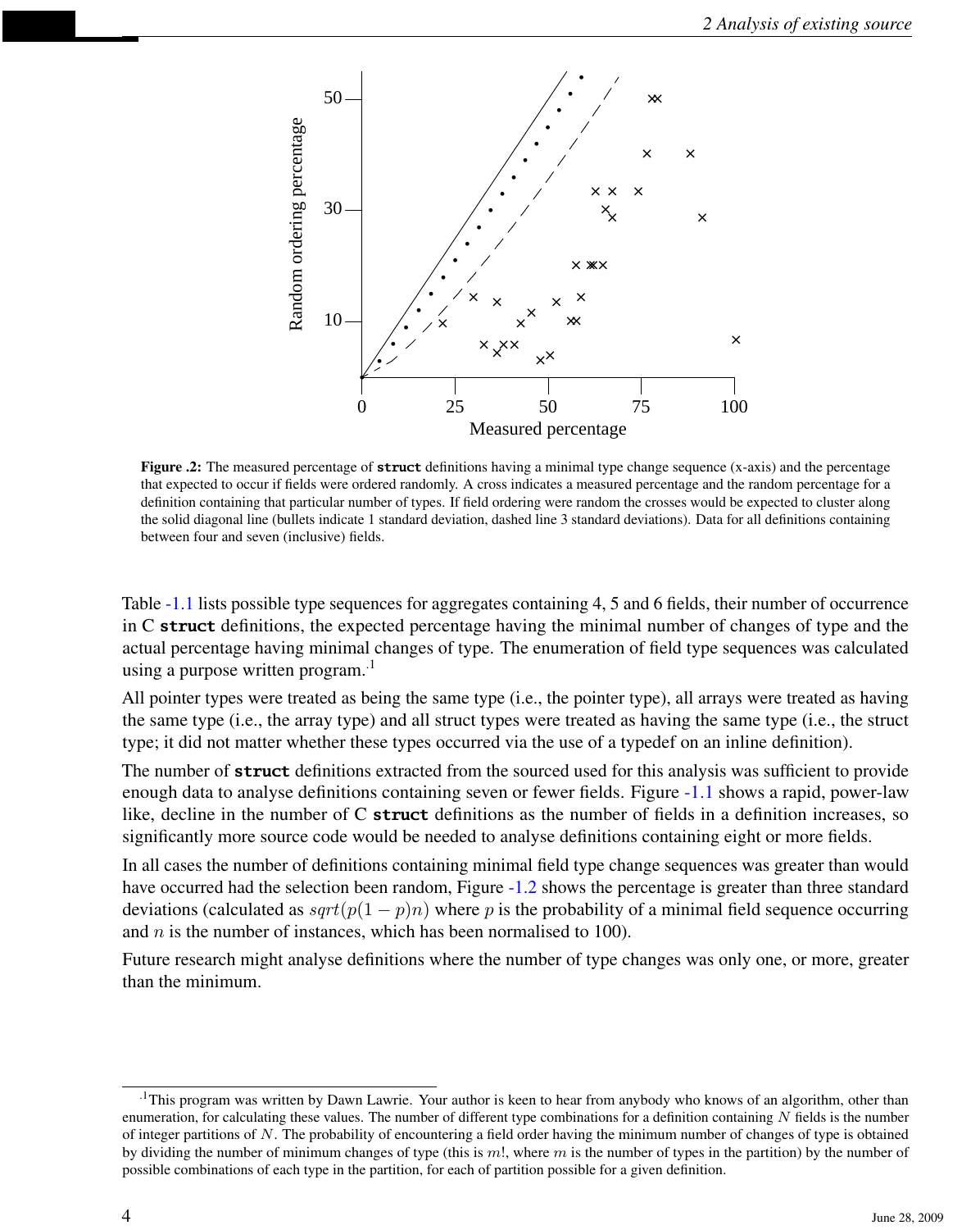**Figure .2:** The measured percentage of **struct** definitions having a minimal type change sequence (x-axis) and the percentage that expected to occur if fields were ordered randomly. A cross indicates a measured percentage and the random percentage for a definition containing that particular number of types. If field ordering were random the crosses would be expected to cluster along the solid diagonal line (bullets indicate 1 standard deviation, dashed line 3 standard deviations). Data for all definitions containing between four and seven (inclusive) fields.

Table -1.1 lists possible type sequences for aggregates containing 4, 5 and 6 fields, their number of occurrence in C **struct** definitions, the expected percentage having the minimal number of changes of type and the actual percentage having minimal changes of type. The enumeration of field type sequences was calculated using a purpose written program.[.1]

All pointer types were treated as being the same type (i.e., the pointer type), all arrays were treated as having the same type (i.e., the array type) and all struct types were treated as having the same type (i.e., the struct type; it did not matter whether these types occurred via the use of a typedef on an inline definition).

The number of **struct** definitions extracted from the sourced used for this analysis was sufficient to provide enough data to analyse definitions containing seven or fewer fields. Figure -1.1 shows a rapid, power-law like, decline in the number of C **struct** definitions as the number of fields in a definition increases, so significantly more source code would be needed to analyse definitions containing eight or more fields.

In all cases the number of definitions containing minimal field type change sequences was greater than would have occurred had the selection been random, Figure -1.2 shows the percentage is greater than three standard deviations (calculated as $sqrt(p(1-p)n)$ where $p$ is the probability of a minimal field sequence occurring and $n$ is the number of instances, which has been normalised to 100).

Future research might analyse definitions where the number of type changes was only one, or more, greater than the minimum.

---

[.1] This program was written by Dawn Lawrie. Your author is keen to hear from anybody who knows of an algorithm, other than enumeration, for calculating these values. The number of different type combinations for a definition containing $N$ fields is the number of integer partitions of $N$. The probability of encountering a field order having the minimum number of changes of type is obtained by dividing the number of minimum changes of type (this is $m!$, where $m$ is the number of types in the partition) by the number of possible combinations of each type in the partition, for each of partition possible for a given definition.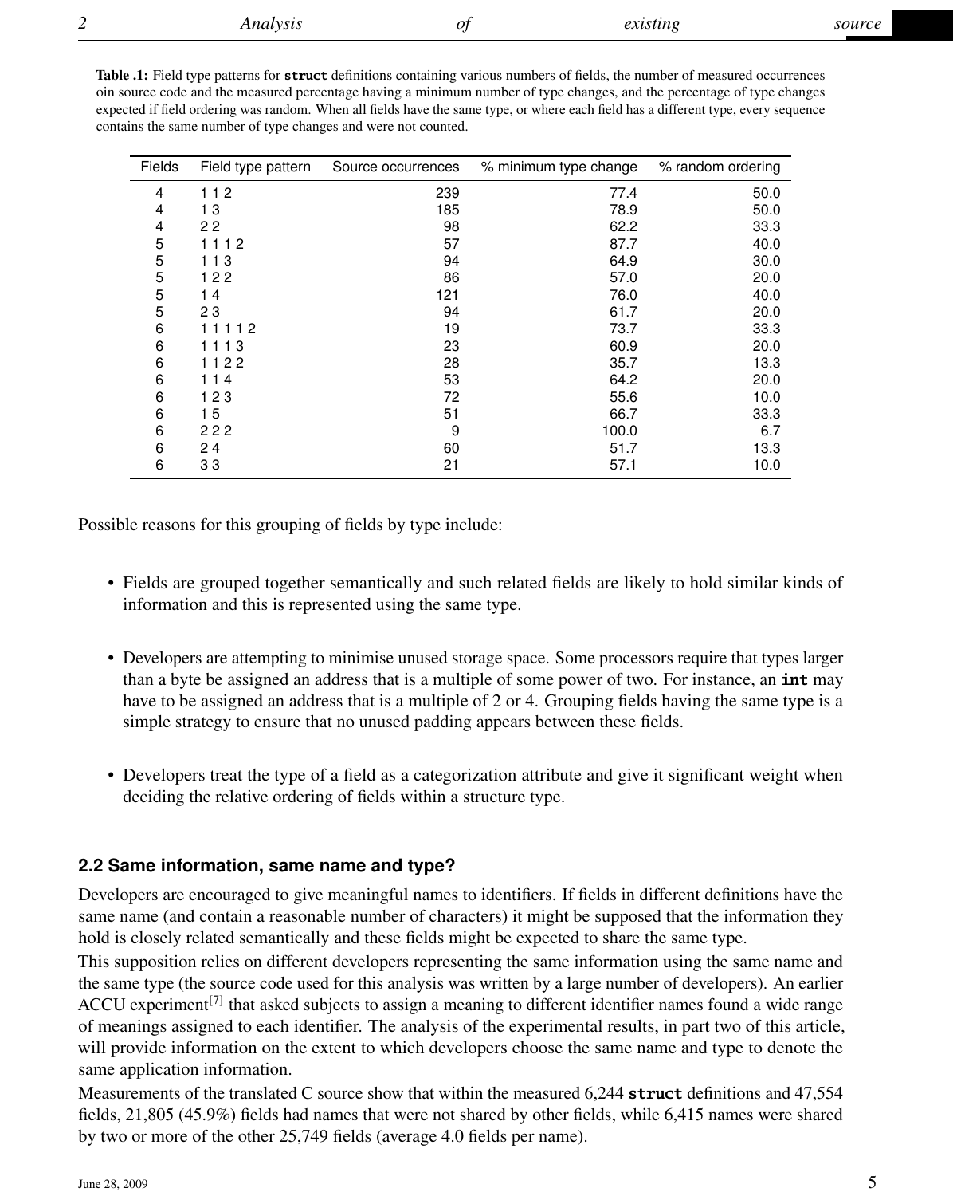**Table .1:** Field type patterns for **struct** definitions containing various numbers of fields, the number of measured occurrences oin source code and the measured percentage having a minimum number of type changes, and the percentage of type changes expected if field ordering was random. When all fields have the same type, or where each field has a different type, every sequence contains the same number of type changes and were not counted.

| Fields | Field type pattern | Source occurrences | % minimum type change | % random ordering |
|---|---|---|---|---|
| 4 | 1 1 2 | 239 | 77.4 | 50.0 |
| 4 | 1 3 | 185 | 78.9 | 50.0 |
| 4 | 2 2 | 98 | 62.2 | 33.3 |
| 5 | 1 1 1 2 | 57 | 87.7 | 40.0 |
| 5 | 1 1 3 | 94 | 64.9 | 30.0 |
| 5 | 1 2 2 | 86 | 57.0 | 20.0 |
| 5 | 1 4 | 121 | 76.0 | 40.0 |
| 5 | 2 3 | 94 | 61.7 | 20.0 |
| 6 | 1 1 1 1 2 | 19 | 73.7 | 33.3 |
| 6 | 1 1 1 3 | 23 | 60.9 | 20.0 |
| 6 | 1 1 2 2 | 28 | 35.7 | 13.3 |
| 6 | 1 1 4 | 53 | 64.2 | 20.0 |
| 6 | 1 2 3 | 72 | 55.6 | 10.0 |
| 6 | 1 5 | 51 | 66.7 | 33.3 |
| 6 | 2 2 2 | 9 | 100.0 | 6.7 |
| 6 | 2 4 | 60 | 51.7 | 13.3 |
| 6 | 3 3 | 21 | 57.1 | 10.0 |

Possible reasons for this grouping of fields by type include:

- Fields are grouped together semantically and such related fields are likely to hold similar kinds of information and this is represented using the same type.
- Developers are attempting to minimise unused storage space. Some processors require that types larger than a byte be assigned an address that is a multiple of some power of two. For instance, an **int** may have to be assigned an address that is a multiple of 2 or 4. Grouping fields having the same type is a simple strategy to ensure that no unused padding appears between these fields.
- Developers treat the type of a field as a categorization attribute and give it significant weight when deciding the relative ordering of fields within a structure type.

### 2.2 Same information, same name and type?

Developers are encouraged to give meaningful names to identifiers. If fields in different definitions have the same name (and contain a reasonable number of characters) it might be supposed that the information they hold is closely related semantically and these fields might be expected to share the same type.

This supposition relies on different developers representing the same information using the same name and the same type (the source code used for this analysis was written by a large number of developers). An earlier ACCU experiment[7] that asked subjects to assign a meaning to different identifier names found a wide range of meanings assigned to each identifier. The analysis of the experimental results, in part two of this article, will provide information on the extent to which developers choose the same name and type to denote the same application information.

Measurements of the translated C source show that within the measured 6,244 **struct** definitions and 47,554 fields, 21,805 (45.9%) fields had names that were not shared by other fields, while 6,415 names were shared by two or more of the other 25,749 fields (average 4.0 fields per name).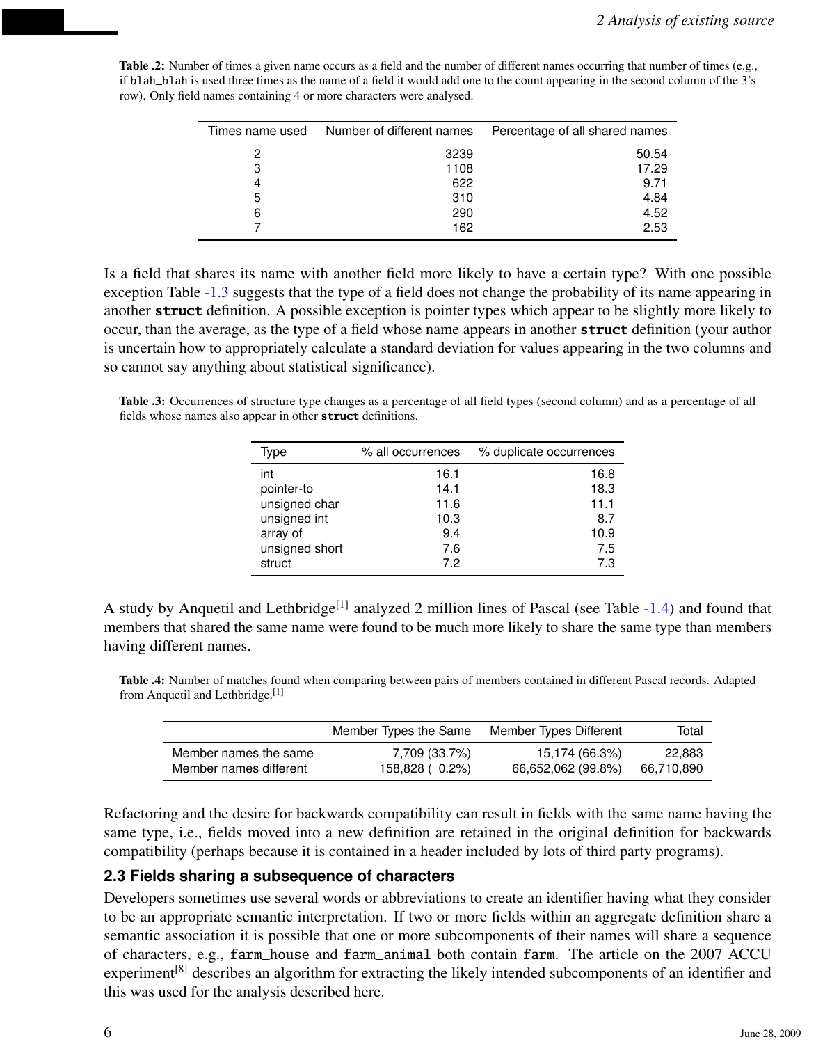**Table .2:** Number of times a given name occurs as a field and the number of different names occurring that number of times (e.g., if `blah_blah` is used three times as the name of a field it would add one to the count appearing in the second column of the 3's row). Only field names containing 4 or more characters were analysed.

| Times name used | Number of different names | Percentage of all shared names |
|---|---|---|
| 2 | 3239 | 50.54 |
| 3 | 1108 | 17.29 |
| 4 | 622 | 9.71 |
| 5 | 310 | 4.84 |
| 6 | 290 | 4.52 |
| 7 | 162 | 2.53 |

Is a field that shares its name with another field more likely to have a certain type? With one possible exception Table -1.3 suggests that the type of a field does not change the probability of its name appearing in another **struct** definition. A possible exception is pointer types which appear to be slightly more likely to occur, than the average, as the type of a field whose name appears in another **struct** definition (your author is uncertain how to appropriately calculate a standard deviation for values appearing in the two columns and so cannot say anything about statistical significance).

**Table .3:** Occurrences of structure type changes as a percentage of all field types (second column) and as a percentage of all fields whose names also appear in other **struct** definitions.

| Type | % all occurrences | % duplicate occurrences |
|---|---|---|
| int | 16.1 | 16.8 |
| pointer-to | 14.1 | 18.3 |
| unsigned char | 11.6 | 11.1 |
| unsigned int | 10.3 | 8.7 |
| array of | 9.4 | 10.9 |
| unsigned short | 7.6 | 7.5 |
| struct | 7.2 | 7.3 |

A study by Anquetil and Lethbridge[1] analyzed 2 million lines of Pascal (see Table -1.4) and found that members that shared the same name were found to be much more likely to share the same type than members having different names.

**Table .4:** Number of matches found when comparing between pairs of members contained in different Pascal records. Adapted from Anquetil and Lethbridge.[1]

| | Member Types the Same | Member Types Different | Total |
|---|---|---|---|
| Member names the same | 7,709 (33.7%) | 15,174 (66.3%) | 22,883 |
| Member names different | 158,828 ( 0.2%) | 66,652,062 (99.8%) | 66,710,890 |

Refactoring and the desire for backwards compatibility can result in fields with the same name having the same type, i.e., fields moved into a new definition are retained in the original definition for backwards compatibility (perhaps because it is contained in a header included by lots of third party programs).

## 2.3 Fields sharing a subsequence of characters

Developers sometimes use several words or abbreviations to create an identifier having what they consider to be an appropriate semantic interpretation. If two or more fields within an aggregate definition share a semantic association it is possible that one or more subcomponents of their names will share a sequence of characters, e.g., `farm_house` and `farm_animal` both contain `farm`. The article on the 2007 ACCU experiment[8] describes an algorithm for extracting the likely intended subcomponents of an identifier and this was used for the analysis described here.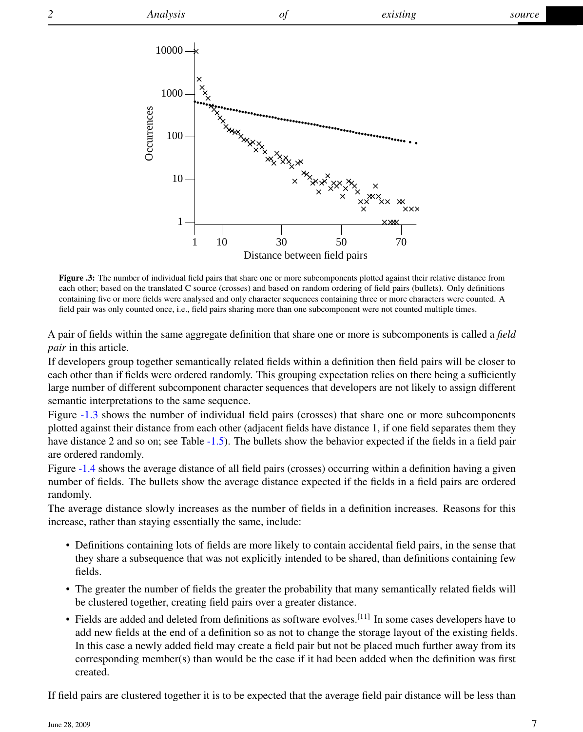**Figure .3:** The number of individual field pairs that share one or more subcomponents plotted against their relative distance from each other; based on the translated C source (crosses) and based on random ordering of field pairs (bullets). Only definitions containing five or more fields were analysed and only character sequences containing three or more characters were counted. A field pair was only counted once, i.e., field pairs sharing more than one subcomponent were not counted multiple times.

A pair of fields within the same aggregate definition that share one or more is subcomponents is called a *field pair* in this article.

If developers group together semantically related fields within a definition then field pairs will be closer to each other than if fields were ordered randomly. This grouping expectation relies on there being a sufficiently large number of different subcomponent character sequences that developers are not likely to assign different semantic interpretations to the same sequence.

Figure -1.3 shows the number of individual field pairs (crosses) that share one or more subcomponents plotted against their distance from each other (adjacent fields have distance 1, if one field separates them they have distance 2 and so on; see Table -1.5). The bullets show the behavior expected if the fields in a field pair are ordered randomly.

Figure -1.4 shows the average distance of all field pairs (crosses) occurring within a definition having a given number of fields. The bullets show the average distance expected if the fields in a field pairs are ordered randomly.

The average distance slowly increases as the number of fields in a definition increases. Reasons for this increase, rather than staying essentially the same, include:

- Definitions containing lots of fields are more likely to contain accidental field pairs, in the sense that they share a subsequence that was not explicitly intended to be shared, than definitions containing few fields.
- The greater the number of fields the greater the probability that many semantically related fields will be clustered together, creating field pairs over a greater distance.
- Fields are added and deleted from definitions as software evolves.[11] In some cases developers have to add new fields at the end of a definition so as not to change the storage layout of the existing fields. In this case a newly added field may create a field pair but not be placed much further away from its corresponding member(s) than would be the case if it had been added when the definition was first created.

If field pairs are clustered together it is to be expected that the average field pair distance will be less than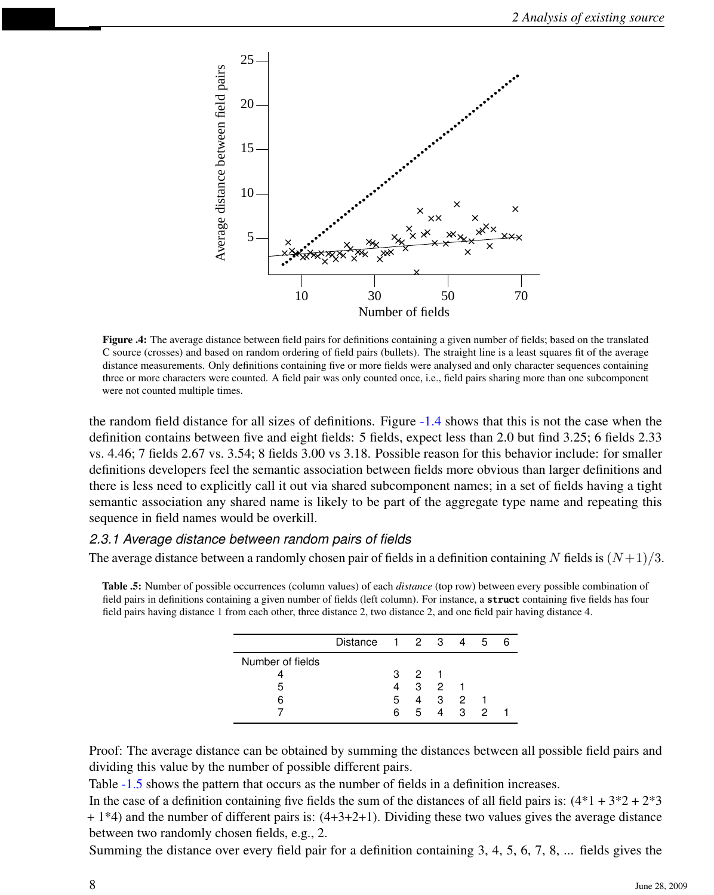**Figure .4:** The average distance between field pairs for definitions containing a given number of fields; based on the translated C source (crosses) and based on random ordering of field pairs (bullets). The straight line is a least squares fit of the average distance measurements. Only definitions containing five or more fields were analysed and only character sequences containing three or more characters were counted. A field pair was only counted once, i.e., field pairs sharing more than one subcomponent were not counted multiple times.

the random field distance for all sizes of definitions. Figure -1.4 shows that this is not the case when the definition contains between five and eight fields: 5 fields, expect less than 2.0 but find 3.25; 6 fields 2.33 vs. 4.46; 7 fields 2.67 vs. 3.54; 8 fields 3.00 vs 3.18. Possible reason for this behavior include: for smaller definitions developers feel the semantic association between fields more obvious than larger definitions and there is less need to explicitly call it out via shared subcomponent names; in a set of fields having a tight semantic association any shared name is likely to be part of the aggregate type name and repeating this sequence in field names would be overkill.

### 2.3.1 Average distance between random pairs of fields

The average distance between a randomly chosen pair of fields in a definition containing $N$ fields is $(N+1)/3$.

**Table .5:** Number of possible occurrences (column values) of each *distance* (top row) between every possible combination of field pairs in definitions containing a given number of fields (left column). For instance, a **struct** containing five fields has four field pairs having distance 1 from each other, three distance 2, two distance 2, and one field pair having distance 4.

| Distance | 1 | 2 | 3 | 4 | 5 | 6 |
|---|---|---|---|---|---|---|
| Number of fields | | | | | | |
| 4 | 3 | 2 | 1 | | | |
| 5 | 4 | 3 | 2 | 1 | | |
| 6 | 5 | 4 | 3 | 2 | 1 | |
| 7 | 6 | 5 | 4 | 3 | 2 | 1 |

Proof: The average distance can be obtained by summing the distances between all possible field pairs and dividing this value by the number of possible different pairs.

Table -1.5 shows the pattern that occurs as the number of fields in a definition increases.

In the case of a definition containing five fields the sum of the distances of all field pairs is: (4*1 + 3*2 + 2*3 + 1*4) and the number of different pairs is: (4+3+2+1). Dividing these two values gives the average distance between two randomly chosen fields, e.g., 2.

Summing the distance over every field pair for a definition containing 3, 4, 5, 6, 7, 8, ... fields gives the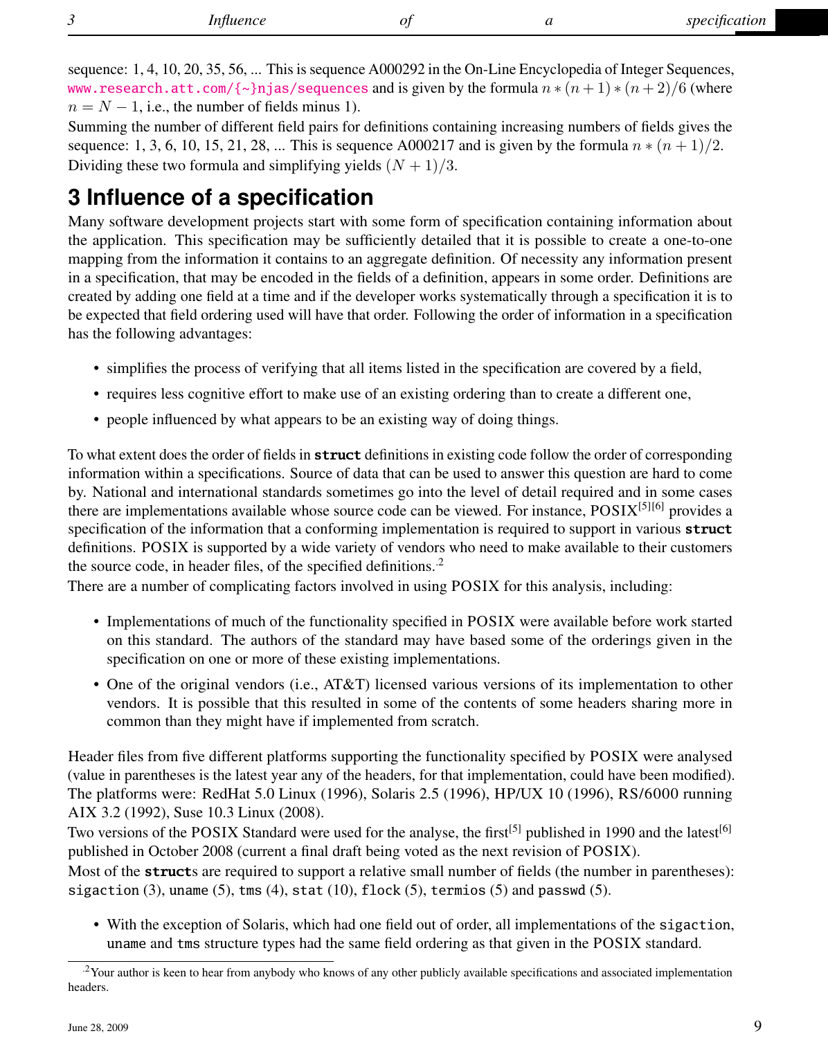sequence: 1, 4, 10, 20, 35, 56, ... This is sequence A000292 in the On-Line Encyclopedia of Integer Sequences, www.research.att.com/{~}njas/sequences and is given by the formula $n*(n+1)*(n+2)/6$ (where $n = N - 1$, i.e., the number of fields minus 1).
Summing the number of different field pairs for definitions containing increasing numbers of fields gives the sequence: 1, 3, 6, 10, 15, 21, 28, ... This is sequence A000217 and is given by the formula $n*(n+1)/2$. Dividing these two formula and simplifying yields $(N+1)/3$.

# 3 Influence of a specification

Many software development projects start with some form of specification containing information about the application. This specification may be sufficiently detailed that it is possible to create a one-to-one mapping from the information it contains to an aggregate definition. Of necessity any information present in a specification, that may be encoded in the fields of a definition, appears in some order. Definitions are created by adding one field at a time and if the developer works systematically through a specification it is to be expected that field ordering used will have that order. Following the order of information in a specification has the following advantages:

- simplifies the process of verifying that all items listed in the specification are covered by a field,
- requires less cognitive effort to make use of an existing ordering than to create a different one,
- people influenced by what appears to be an existing way of doing things.

To what extent does the order of fields in **struct** definitions in existing code follow the order of corresponding information within a specifications. Source of data that can be used to answer this question are hard to come by. National and international standards sometimes go into the level of detail required and in some cases there are implementations available whose source code can be viewed. For instance, POSIX[5][6] provides a specification of the information that a conforming implementation is required to support in various **struct** definitions. POSIX is supported by a wide variety of vendors who need to make available to their customers the source code, in header files, of the specified definitions.[2]
There are a number of complicating factors involved in using POSIX for this analysis, including:

- Implementations of much of the functionality specified in POSIX were available before work started on this standard. The authors of the standard may have based some of the orderings given in the specification on one or more of these existing implementations.
- One of the original vendors (i.e., AT&T) licensed various versions of its implementation to other vendors. It is possible that this resulted in some of the contents of some headers sharing more in common than they might have if implemented from scratch.

Header files from five different platforms supporting the functionality specified by POSIX were analysed (value in parentheses is the latest year any of the headers, for that implementation, could have been modified). The platforms were: RedHat 5.0 Linux (1996), Solaris 2.5 (1996), HP/UX 10 (1996), RS/6000 running AIX 3.2 (1992), Suse 10.3 Linux (2008).
Two versions of the POSIX Standard were used for the analyse, the first[5] published in 1990 and the latest[6] published in October 2008 (current a final draft being voted as the next revision of POSIX).
Most of the **struct**s are required to support a relative small number of fields (the number in parentheses): `sigaction` (3), `uname` (5), `tms` (4), `stat` (10), `flock` (5), `termios` (5) and `passwd` (5).

- With the exception of Solaris, which had one field out of order, all implementations of the `sigaction`, `uname` and `tms` structure types had the same field ordering as that given in the POSIX standard.

[2] Your author is keen to hear from anybody who knows of any other publicly available specifications and associated implementation headers.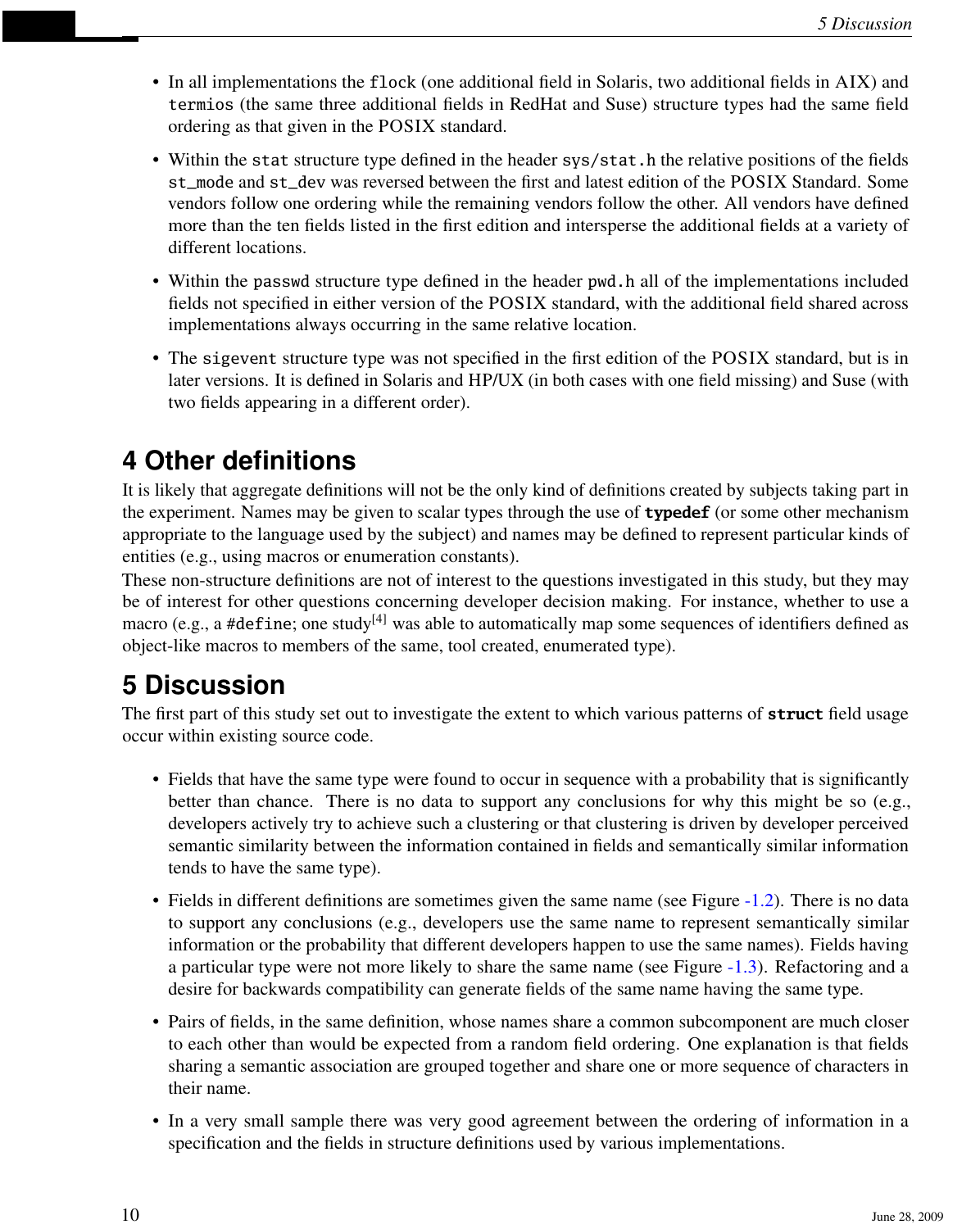- In all implementations the `flock` (one additional field in Solaris, two additional fields in AIX) and `termios` (the same three additional fields in RedHat and Suse) structure types had the same field ordering as that given in the POSIX standard.
- Within the `stat` structure type defined in the header `sys/stat.h` the relative positions of the fields `st_mode` and `st_dev` was reversed between the first and latest edition of the POSIX Standard. Some vendors follow one ordering while the remaining vendors follow the other. All vendors have defined more than the ten fields listed in the first edition and intersperse the additional fields at a variety of different locations.
- Within the `passwd` structure type defined in the header `pwd.h` all of the implementations included fields not specified in either version of the POSIX standard, with the additional field shared across implementations always occurring in the same relative location.
- The `sigevent` structure type was not specified in the first edition of the POSIX standard, but is in later versions. It is defined in Solaris and HP/UX (in both cases with one field missing) and Suse (with two fields appearing in a different order).

# 4 Other definitions

It is likely that aggregate definitions will not be the only kind of definitions created by subjects taking part in the experiment. Names may be given to scalar types through the use of **`typedef`** (or some other mechanism appropriate to the language used by the subject) and names may be defined to represent particular kinds of entities (e.g., using macros or enumeration constants).

These non-structure definitions are not of interest to the questions investigated in this study, but they may be of interest for other questions concerning developer decision making. For instance, whether to use a macro (e.g., a `#define`; one study[4] was able to automatically map some sequences of identifiers defined as object-like macros to members of the same, tool created, enumerated type).

# 5 Discussion

The first part of this study set out to investigate the extent to which various patterns of **`struct`** field usage occur within existing source code.

- Fields that have the same type were found to occur in sequence with a probability that is significantly better than chance. There is no data to support any conclusions for why this might be so (e.g., developers actively try to achieve such a clustering or that clustering is driven by developer perceived semantic similarity between the information contained in fields and semantically similar information tends to have the same type).
- Fields in different definitions are sometimes given the same name (see Figure -1.2). There is no data to support any conclusions (e.g., developers use the same name to represent semantically similar information or the probability that different developers happen to use the same names). Fields having a particular type were not more likely to share the same name (see Figure -1.3). Refactoring and a desire for backwards compatibility can generate fields of the same name having the same type.
- Pairs of fields, in the same definition, whose names share a common subcomponent are much closer to each other than would be expected from a random field ordering. One explanation is that fields sharing a semantic association are grouped together and share one or more sequence of characters in their name.
- In a very small sample there was very good agreement between the ordering of information in a specification and the fields in structure definitions used by various implementations.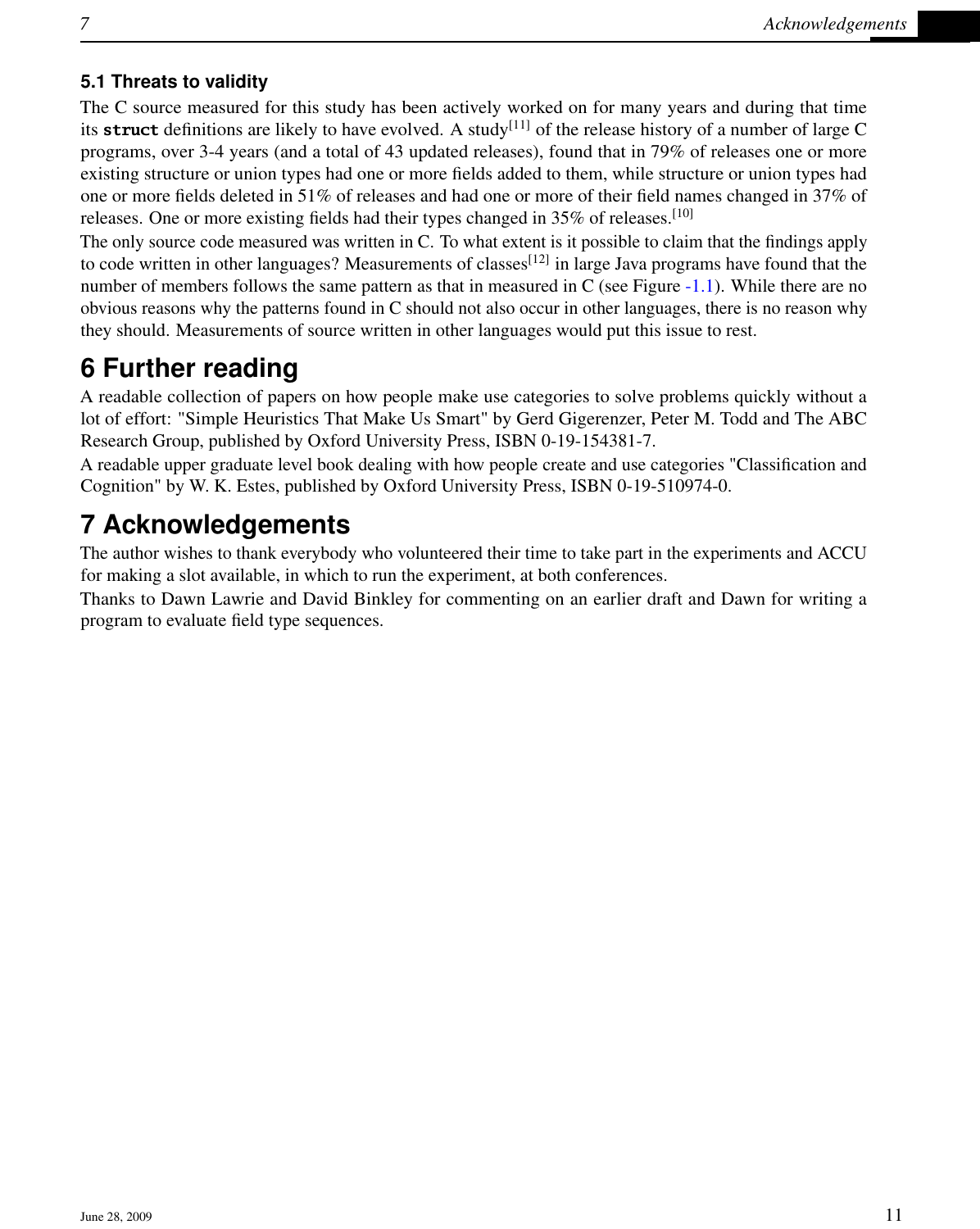### 5.1 Threats to validity

The C source measured for this study has been actively worked on for many years and during that time its `struct` definitions are likely to have evolved. A study[11] of the release history of a number of large C programs, over 3-4 years (and a total of 43 updated releases), found that in 79% of releases one or more existing structure or union types had one or more fields added to them, while structure or union types had one or more fields deleted in 51% of releases and had one or more of their field names changed in 37% of releases. One or more existing fields had their types changed in 35% of releases.[10]

The only source code measured was written in C. To what extent is it possible to claim that the findings apply to code written in other languages? Measurements of classes[12] in large Java programs have found that the number of members follows the same pattern as that in measured in C (see Figure -1.1). While there are no obvious reasons why the patterns found in C should not also occur in other languages, there is no reason why they should. Measurements of source written in other languages would put this issue to rest.

# 6 Further reading

A readable collection of papers on how people make use categories to solve problems quickly without a lot of effort: "Simple Heuristics That Make Us Smart" by Gerd Gigerenzer, Peter M. Todd and The ABC Research Group, published by Oxford University Press, ISBN 0-19-154381-7.

A readable upper graduate level book dealing with how people create and use categories "Classification and Cognition" by W. K. Estes, published by Oxford University Press, ISBN 0-19-510974-0.

# 7 Acknowledgements

The author wishes to thank everybody who volunteered their time to take part in the experiments and ACCU for making a slot available, in which to run the experiment, at both conferences.

Thanks to Dawn Lawrie and David Binkley for commenting on an earlier draft and Dawn for writing a program to evaluate field type sequences.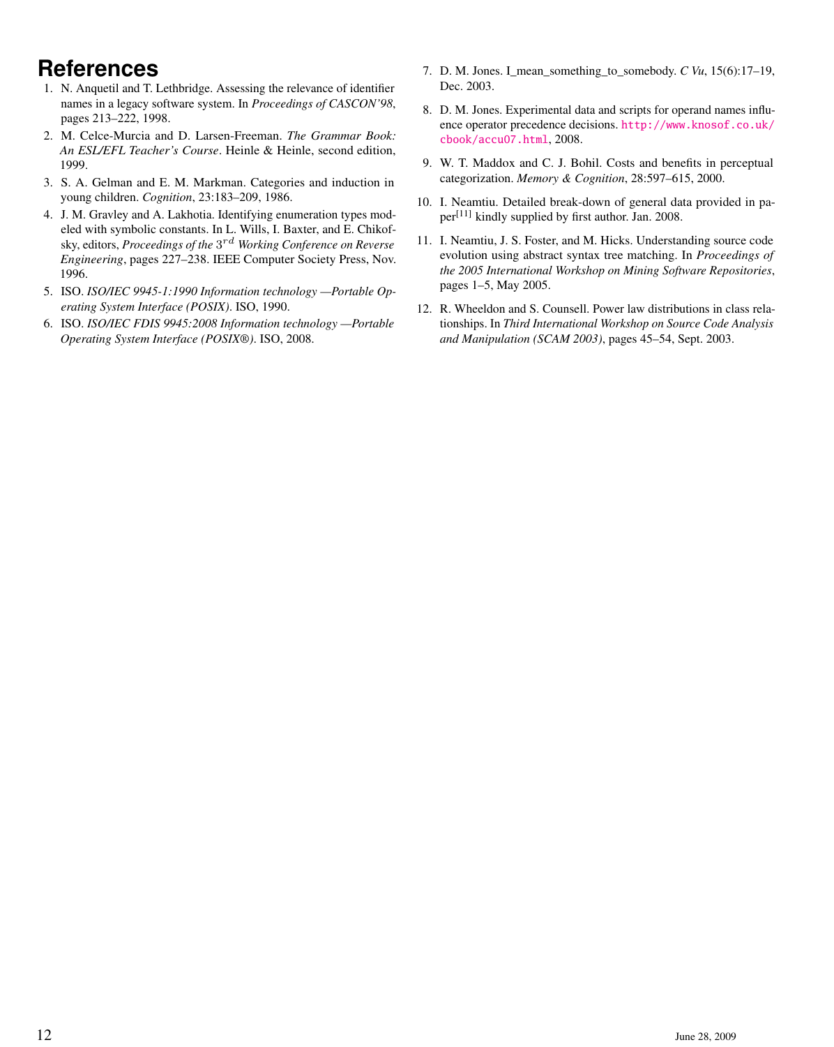# References

1. N. Anquetil and T. Lethbridge. Assessing the relevance of identifier names in a legacy software system. In *Proceedings of CASCON'98*, pages 213–222, 1998.
2. M. Celce-Murcia and D. Larsen-Freeman. *The Grammar Book: An ESL/EFL Teacher's Course*. Heinle & Heinle, second edition, 1999.
3. S. A. Gelman and E. M. Markman. Categories and induction in young children. *Cognition*, 23:183–209, 1986.
4. J. M. Gravley and A. Lakhotia. Identifying enumeration types modeled with symbolic constants. In L. Wills, I. Baxter, and E. Chikofsky, editors, *Proceedings of the $3^{rd}$ Working Conference on Reverse Engineering*, pages 227–238. IEEE Computer Society Press, Nov. 1996.
5. ISO. *ISO/IEC 9945-1:1990 Information technology —Portable Operating System Interface (POSIX)*. ISO, 1990.
6. ISO. *ISO/IEC FDIS 9945:2008 Information technology —Portable Operating System Interface (POSIX®)*. ISO, 2008.
7. D. M. Jones. I_mean_something_to_somebody. *C Vu*, 15(6):17–19, Dec. 2003.
8. D. M. Jones. Experimental data and scripts for operand names influence operator precedence decisions. http://www.knosof.co.uk/cbook/accu07.html, 2008.
9. W. T. Maddox and C. J. Bohil. Costs and benefits in perceptual categorization. *Memory & Cognition*, 28:597–615, 2000.
10. I. Neamtiu. Detailed break-down of general data provided in paper[11] kindly supplied by first author. Jan. 2008.
11. I. Neamtiu, J. S. Foster, and M. Hicks. Understanding source code evolution using abstract syntax tree matching. In *Proceedings of the 2005 International Workshop on Mining Software Repositories*, pages 1–5, May 2005.
12. R. Wheeldon and S. Counsell. Power law distributions in class relationships. In *Third International Workshop on Source Code Analysis and Manipulation (SCAM 2003)*, pages 45–54, Sept. 2003.